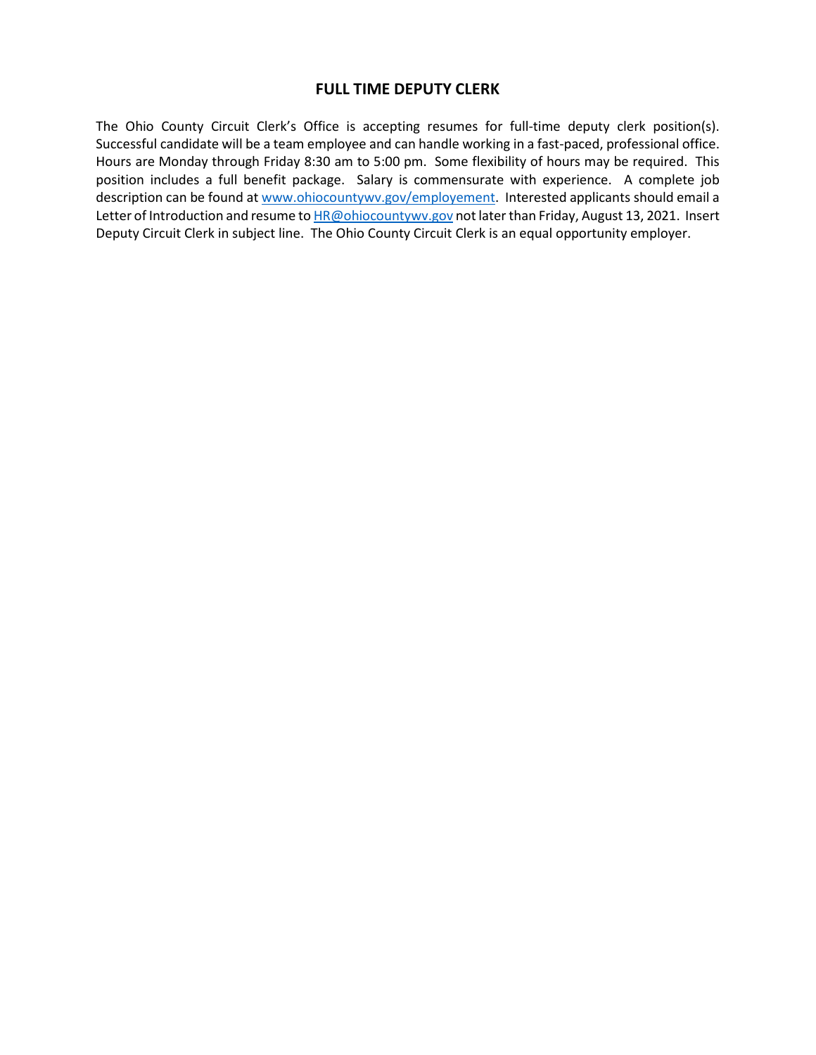# FULL TIME DEPUTY CLERK

The Ohio County Circuit Clerk's Office is accepting resumes for full-time deputy clerk position(s). Successful candidate will be a team employee and can handle working in a fast-paced, professional office. Hours are Monday through Friday 8:30 am to 5:00 pm. Some flexibility of hours may be required. This position includes a full benefit package. Salary is commensurate with experience. A complete job description can be found at [www.ohiocountywv.gov/employement](www.ohiocountywv.gov/employement). Interested applicants should email a Letter of Introduction and resume to [HR@ohiocountywv.gov](mailto:HR@ohiocountywv.gov) not later than Friday, August 13, 2021. Insert Deputy Circuit Clerk in subject line. The Ohio County Circuit Clerk is an equal opportunity employer.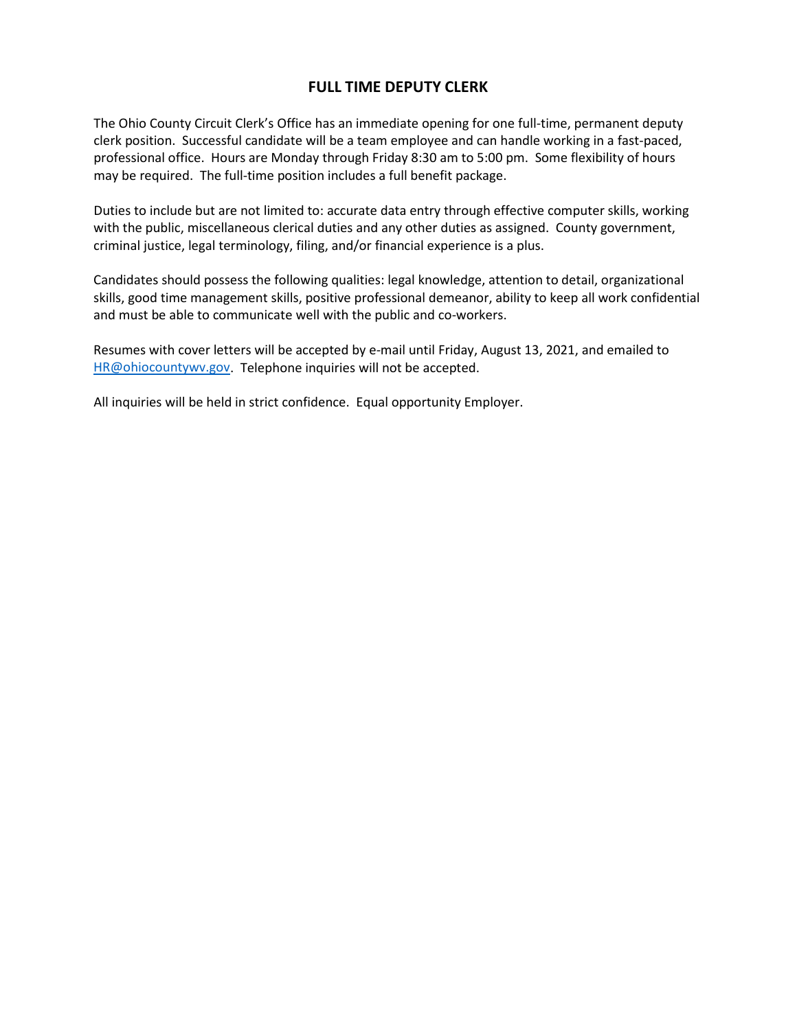## FULL TIME DEPUTY CLERK

The Ohio County Circuit Clerk's Office has an immediate opening for one full-time, permanent deputy clerk position. Successful candidate will be a team employee and can handle working in a fast-paced, professional office. Hours are Monday through Friday 8:30 am to 5:00 pm. Some flexibility of hours may be required. The full-time position includes a full benefit package.

Duties to include but are not limited to: accurate data entry through effective computer skills, working with the public, miscellaneous clerical duties and any other duties as assigned. County government, criminal justice, legal terminology, filing, and/or financial experience is a plus.

Candidates should possess the following qualities: legal knowledge, attention to detail, organizational skills, good time management skills, positive professional demeanor, ability to keep all work confidential and must be able to communicate well with the public and co-workers.

Resumes with cover letters will be accepted by e-mail until Friday, August 13, 2021, and emailed to HR@ohiocountywv.gov. Telephone inquiries will not be accepted.

All inquiries will be held in strict confidence. Equal opportunity Employer.